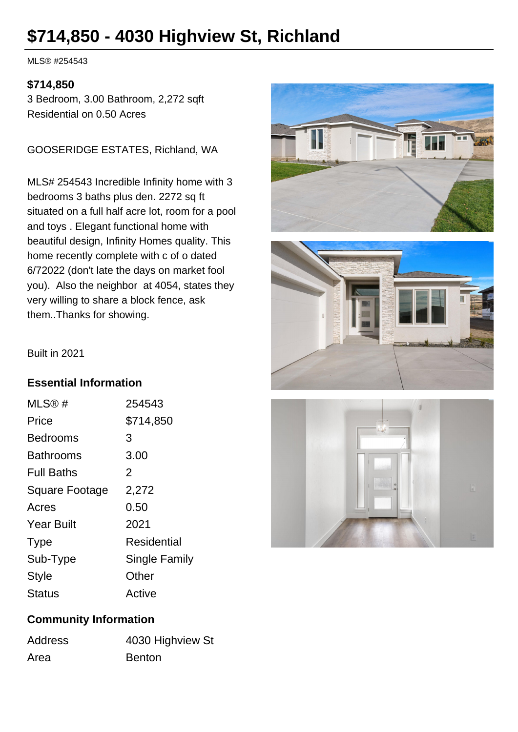# $714,850 - 4030 Highview St, Richland

MLS® #254543

**$714,850**
3 Bedroom, 3.00 Bathroom, 2,272 sqft
Residential on 0.50 Acres

GOOSERIDGE ESTATES, Richland, WA

MLS# 254543 Incredible Infinity home with 3 bedrooms 3 baths plus den. 2272 sq ft situated on a full half acre lot, room for a pool and toys . Elegant functional home with beautiful design, Infinity Homes quality. This home recently complete with c of o dated 6/72022 (don't late the days on market fool you). Also the neighbor at 4054, states they very willing to share a block fence, ask them..Thanks for showing.

Built in 2021

## Essential Information

| | |
|---|---|
| MLS® # | 254543 |
| Price | $714,850 |
| Bedrooms | 3 |
| Bathrooms | 3.00 |
| Full Baths | 2 |
| Square Footage | 2,272 |
| Acres | 0.50 |
| Year Built | 2021 |
| Type | Residential |
| Sub-Type | Single Family |
| Style | Other |
| Status | Active |

## Community Information

| | |
|---|---|
| Address | 4030 Highview St |
| Area | Benton |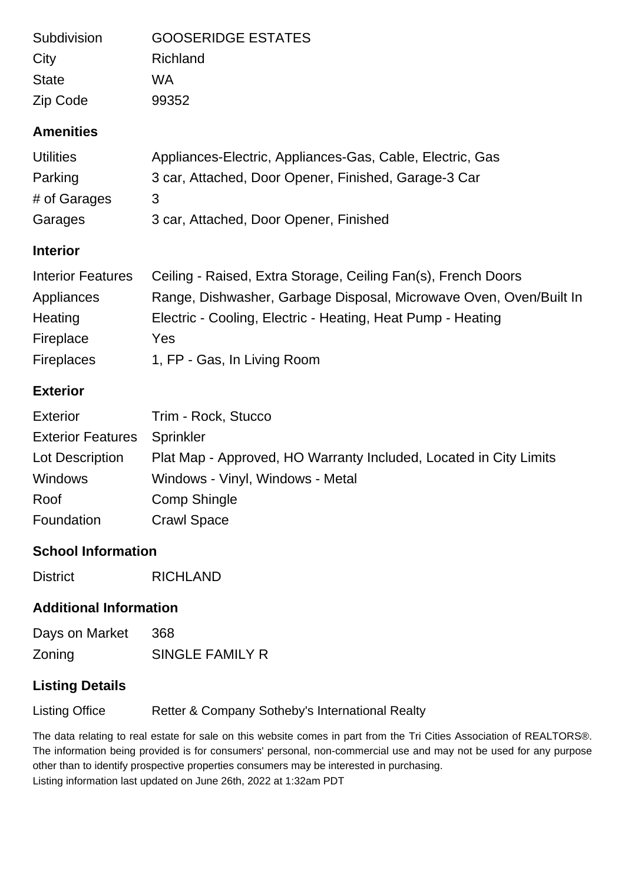| | |
|---|---|
| Subdivision | GOOSERIDGE ESTATES |
| City | Richland |
| State | WA |
| Zip Code | 99352 |

## Amenities

| | |
|---|---|
| Utilities | Appliances-Electric, Appliances-Gas, Cable, Electric, Gas |
| Parking | 3 car, Attached, Door Opener, Finished, Garage-3 Car |
| # of Garages | 3 |
| Garages | 3 car, Attached, Door Opener, Finished |

## Interior

| | |
|---|---|
| Interior Features | Ceiling - Raised, Extra Storage, Ceiling Fan(s), French Doors |
| Appliances | Range, Dishwasher, Garbage Disposal, Microwave Oven, Oven/Built In |
| Heating | Electric - Cooling, Electric - Heating, Heat Pump - Heating |
| Fireplace | Yes |
| Fireplaces | 1, FP - Gas, In Living Room |

## Exterior

| | |
|---|---|
| Exterior | Trim - Rock, Stucco |
| Exterior Features | Sprinkler |
| Lot Description | Plat Map - Approved, HO Warranty Included, Located in City Limits |
| Windows | Windows - Vinyl, Windows - Metal |
| Roof | Comp Shingle |
| Foundation | Crawl Space |

## School Information

| | |
|---|---|
| District | RICHLAND |

## Additional Information

| | |
|---|---|
| Days on Market | 368 |
| Zoning | SINGLE FAMILY R |

## Listing Details

| | |
|---|---|
| Listing Office | Retter & Company Sotheby's International Realty |

The data relating to real estate for sale on this website comes in part from the Tri Cities Association of REALTORS®. The information being provided is for consumers' personal, non-commercial use and may not be used for any purpose other than to identify prospective properties consumers may be interested in purchasing.
Listing information last updated on June 26th, 2022 at 1:32am PDT